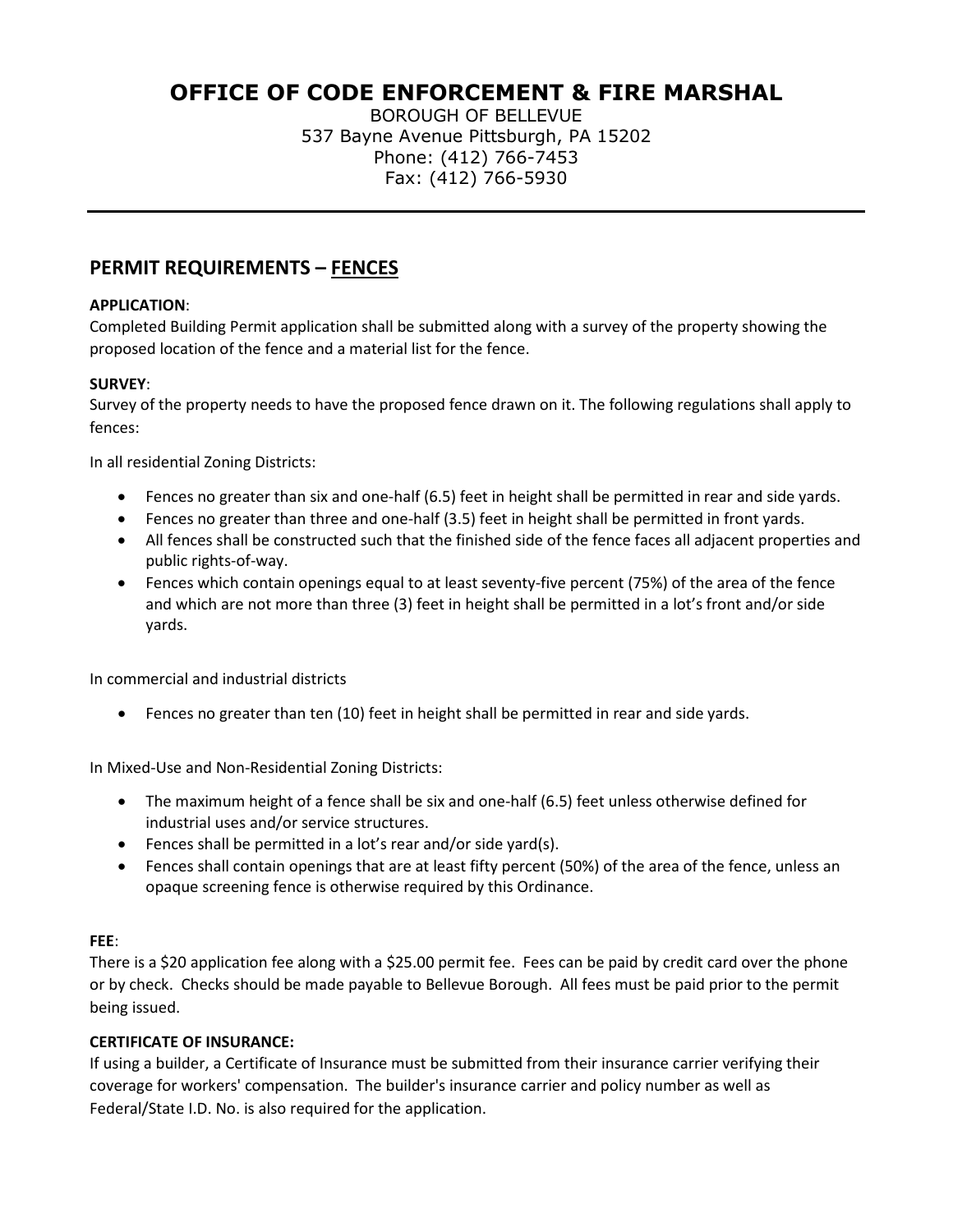# OFFICE OF CODE ENFORCEMENT & FIRE MARSHAL

BOROUGH OF BELLEVUE
537 Bayne Avenue Pittsburgh, PA 15202
Phone: (412) 766-7453
Fax: (412) 766-5930

---

## PERMIT REQUIREMENTS – FENCES

**APPLICATION**:
Completed Building Permit application shall be submitted along with a survey of the property showing the proposed location of the fence and a material list for the fence.

**SURVEY**:
Survey of the property needs to have the proposed fence drawn on it. The following regulations shall apply to fences:

In all residential Zoning Districts:

- Fences no greater than six and one-half (6.5) feet in height shall be permitted in rear and side yards.
- Fences no greater than three and one-half (3.5) feet in height shall be permitted in front yards.
- All fences shall be constructed such that the finished side of the fence faces all adjacent properties and public rights-of-way.
- Fences which contain openings equal to at least seventy-five percent (75%) of the area of the fence and which are not more than three (3) feet in height shall be permitted in a lot's front and/or side yards.

In commercial and industrial districts

- Fences no greater than ten (10) feet in height shall be permitted in rear and side yards.

In Mixed-Use and Non-Residential Zoning Districts:

- The maximum height of a fence shall be six and one-half (6.5) feet unless otherwise defined for industrial uses and/or service structures.
- Fences shall be permitted in a lot's rear and/or side yard(s).
- Fences shall contain openings that are at least fifty percent (50%) of the area of the fence, unless an opaque screening fence is otherwise required by this Ordinance.

**FEE**:
There is a $20 application fee along with a $25.00 permit fee. Fees can be paid by credit card over the phone or by check. Checks should be made payable to Bellevue Borough. All fees must be paid prior to the permit being issued.

**CERTIFICATE OF INSURANCE:**
If using a builder, a Certificate of Insurance must be submitted from their insurance carrier verifying their coverage for workers' compensation. The builder's insurance carrier and policy number as well as Federal/State I.D. No. is also required for the application.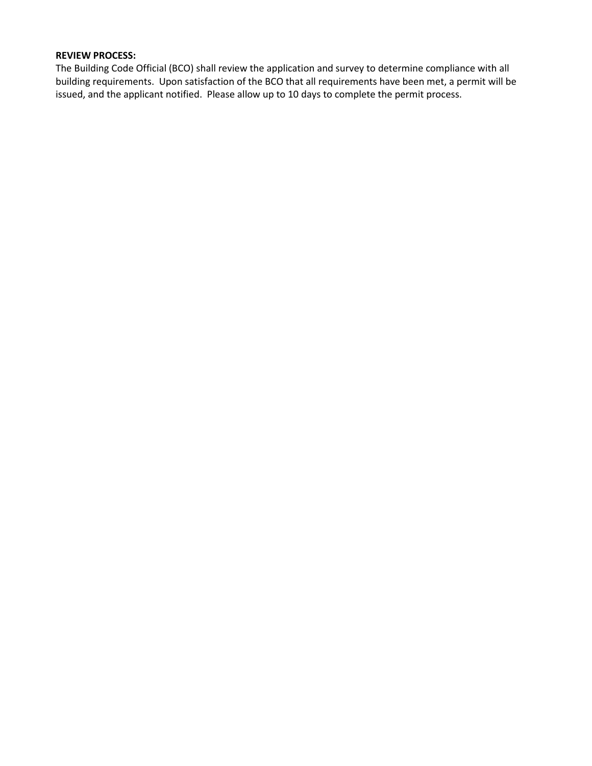**REVIEW PROCESS:**

The Building Code Official (BCO) shall review the application and survey to determine compliance with all building requirements. Upon satisfaction of the BCO that all requirements have been met, a permit will be issued, and the applicant notified. Please allow up to 10 days to complete the permit process.